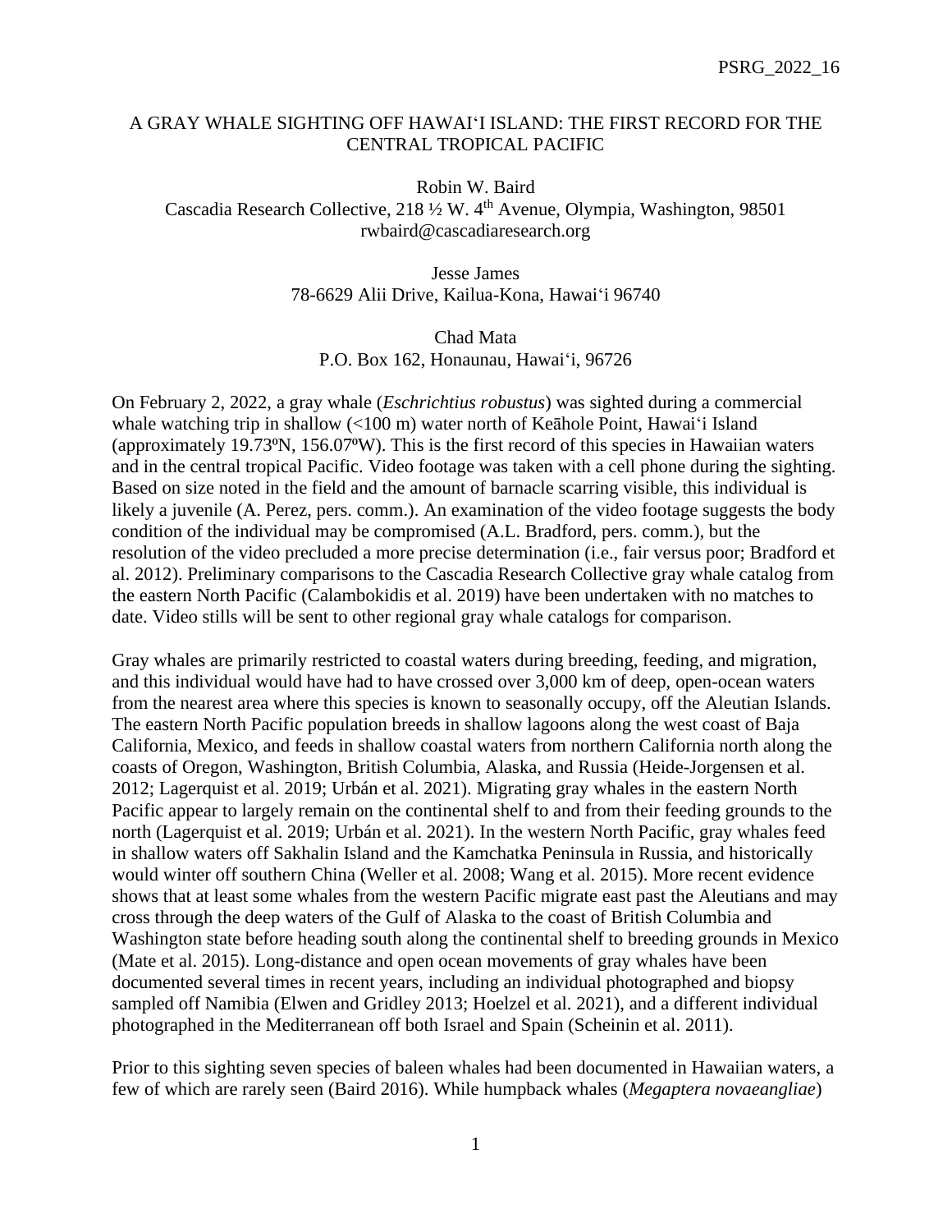# A GRAY WHALE SIGHTING OFF HAWAIʻI ISLAND: THE FIRST RECORD FOR THE CENTRAL TROPICAL PACIFIC

Robin W. Baird
Cascadia Research Collective, 218 ½ W. 4th Avenue, Olympia, Washington, 98501
rwbaird@cascadiaresearch.org

Jesse James
78-6629 Alii Drive, Kailua-Kona, Hawaiʻi 96740

Chad Mata
P.O. Box 162, Honaunau, Hawaiʻi, 96726

On February 2, 2022, a gray whale (*Eschrichtius robustus*) was sighted during a commercial whale watching trip in shallow (<100 m) water north of Keāhole Point, Hawaiʻi Island (approximately 19.73ºN, 156.07ºW). This is the first record of this species in Hawaiian waters and in the central tropical Pacific. Video footage was taken with a cell phone during the sighting. Based on size noted in the field and the amount of barnacle scarring visible, this individual is likely a juvenile (A. Perez, pers. comm.). An examination of the video footage suggests the body condition of the individual may be compromised (A.L. Bradford, pers. comm.), but the resolution of the video precluded a more precise determination (i.e., fair versus poor; Bradford et al. 2012). Preliminary comparisons to the Cascadia Research Collective gray whale catalog from the eastern North Pacific (Calambokidis et al. 2019) have been undertaken with no matches to date. Video stills will be sent to other regional gray whale catalogs for comparison.

Gray whales are primarily restricted to coastal waters during breeding, feeding, and migration, and this individual would have had to have crossed over 3,000 km of deep, open-ocean waters from the nearest area where this species is known to seasonally occupy, off the Aleutian Islands. The eastern North Pacific population breeds in shallow lagoons along the west coast of Baja California, Mexico, and feeds in shallow coastal waters from northern California north along the coasts of Oregon, Washington, British Columbia, Alaska, and Russia (Heide-Jorgensen et al. 2012; Lagerquist et al. 2019; Urbán et al. 2021). Migrating gray whales in the eastern North Pacific appear to largely remain on the continental shelf to and from their feeding grounds to the north (Lagerquist et al. 2019; Urbán et al. 2021). In the western North Pacific, gray whales feed in shallow waters off Sakhalin Island and the Kamchatka Peninsula in Russia, and historically would winter off southern China (Weller et al. 2008; Wang et al. 2015). More recent evidence shows that at least some whales from the western Pacific migrate east past the Aleutians and may cross through the deep waters of the Gulf of Alaska to the coast of British Columbia and Washington state before heading south along the continental shelf to breeding grounds in Mexico (Mate et al. 2015). Long-distance and open ocean movements of gray whales have been documented several times in recent years, including an individual photographed and biopsy sampled off Namibia (Elwen and Gridley 2013; Hoelzel et al. 2021), and a different individual photographed in the Mediterranean off both Israel and Spain (Scheinin et al. 2011).

Prior to this sighting seven species of baleen whales had been documented in Hawaiian waters, a few of which are rarely seen (Baird 2016). While humpback whales (*Megaptera novaeangliae*)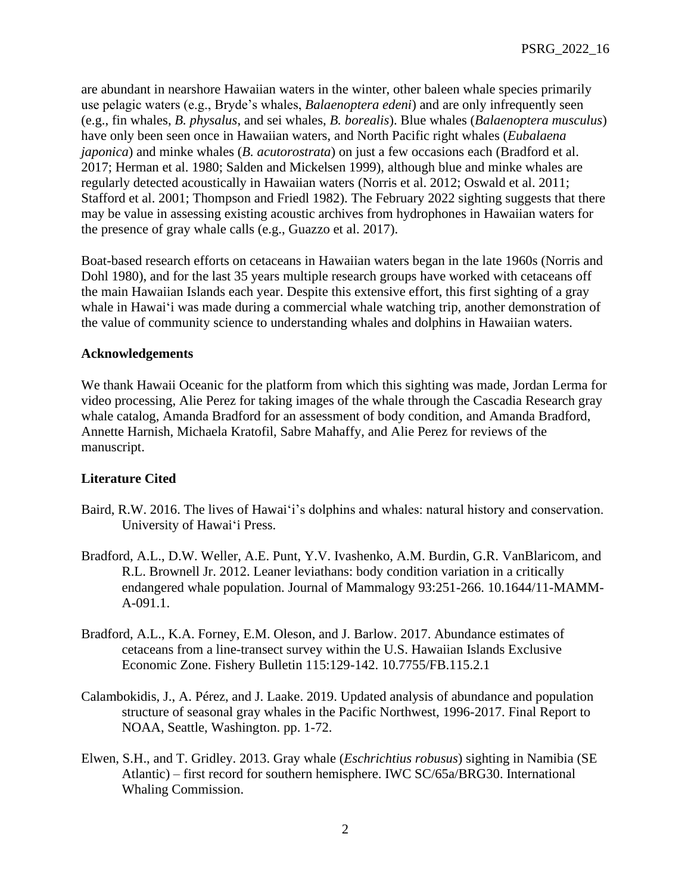are abundant in nearshore Hawaiian waters in the winter, other baleen whale species primarily use pelagic waters (e.g., Bryde's whales, *Balaenoptera edeni*) and are only infrequently seen (e.g., fin whales, *B. physalus*, and sei whales, *B. borealis*). Blue whales (*Balaenoptera musculus*) have only been seen once in Hawaiian waters, and North Pacific right whales (*Eubalaena japonica*) and minke whales (*B. acutorostrata*) on just a few occasions each (Bradford et al. 2017; Herman et al. 1980; Salden and Mickelsen 1999), although blue and minke whales are regularly detected acoustically in Hawaiian waters (Norris et al. 2012; Oswald et al. 2011; Stafford et al. 2001; Thompson and Friedl 1982). The February 2022 sighting suggests that there may be value in assessing existing acoustic archives from hydrophones in Hawaiian waters for the presence of gray whale calls (e.g., Guazzo et al. 2017).

Boat-based research efforts on cetaceans in Hawaiian waters began in the late 1960s (Norris and Dohl 1980), and for the last 35 years multiple research groups have worked with cetaceans off the main Hawaiian Islands each year. Despite this extensive effort, this first sighting of a gray whale in Hawaiʻi was made during a commercial whale watching trip, another demonstration of the value of community science to understanding whales and dolphins in Hawaiian waters.

**Acknowledgements**

We thank Hawaii Oceanic for the platform from which this sighting was made, Jordan Lerma for video processing, Alie Perez for taking images of the whale through the Cascadia Research gray whale catalog, Amanda Bradford for an assessment of body condition, and Amanda Bradford, Annette Harnish, Michaela Kratofil, Sabre Mahaffy, and Alie Perez for reviews of the manuscript.

**Literature Cited**

Baird, R.W. 2016. The lives of Hawaiʻi's dolphins and whales: natural history and conservation. University of Hawaiʻi Press.

Bradford, A.L., D.W. Weller, A.E. Punt, Y.V. Ivashenko, A.M. Burdin, G.R. VanBlaricom, and R.L. Brownell Jr. 2012. Leaner leviathans: body condition variation in a critically endangered whale population. Journal of Mammalogy 93:251-266. 10.1644/11-MAMM-A-091.1.

Bradford, A.L., K.A. Forney, E.M. Oleson, and J. Barlow. 2017. Abundance estimates of cetaceans from a line-transect survey within the U.S. Hawaiian Islands Exclusive Economic Zone. Fishery Bulletin 115:129-142. 10.7755/FB.115.2.1

Calambokidis, J., A. Pérez, and J. Laake. 2019. Updated analysis of abundance and population structure of seasonal gray whales in the Pacific Northwest, 1996-2017. Final Report to NOAA, Seattle, Washington. pp. 1-72.

Elwen, S.H., and T. Gridley. 2013. Gray whale (*Eschrichtius robusus*) sighting in Namibia (SE Atlantic) – first record for southern hemisphere. IWC SC/65a/BRG30. International Whaling Commission.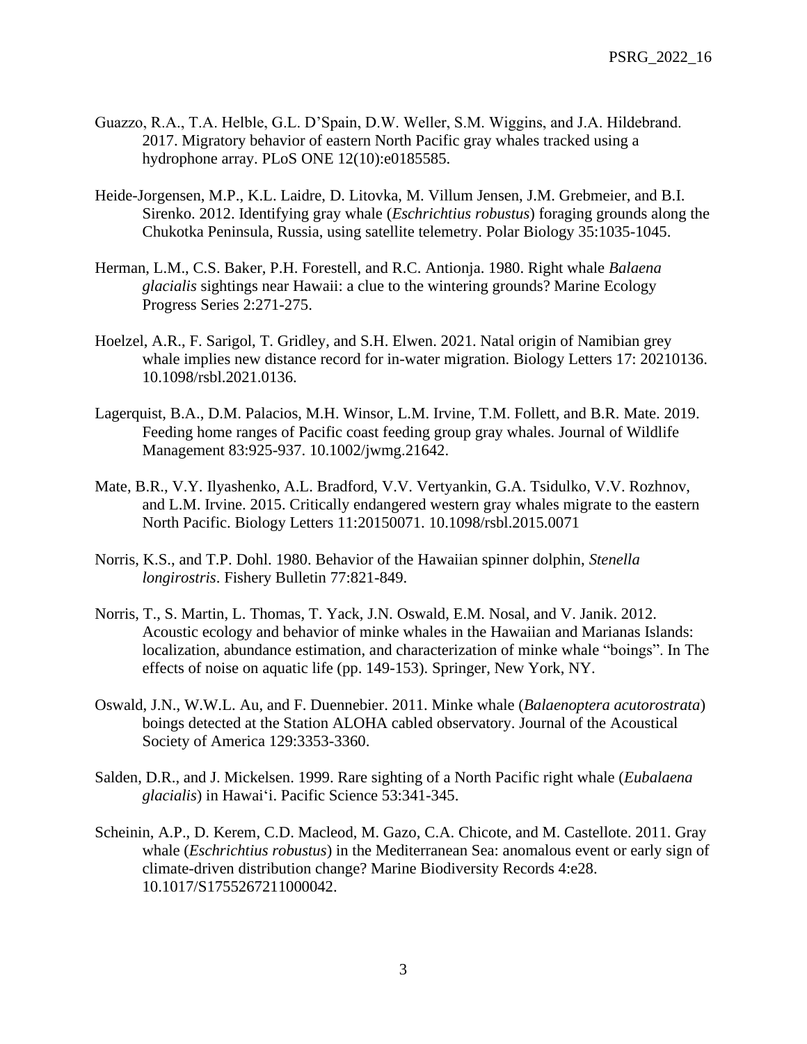Guazzo, R.A., T.A. Helble, G.L. D'Spain, D.W. Weller, S.M. Wiggins, and J.A. Hildebrand. 2017. Migratory behavior of eastern North Pacific gray whales tracked using a hydrophone array. PLoS ONE 12(10):e0185585.

Heide-Jorgensen, M.P., K.L. Laidre, D. Litovka, M. Villum Jensen, J.M. Grebmeier, and B.I. Sirenko. 2012. Identifying gray whale (*Eschrichtius robustus*) foraging grounds along the Chukotka Peninsula, Russia, using satellite telemetry. Polar Biology 35:1035-1045.

Herman, L.M., C.S. Baker, P.H. Forestell, and R.C. Antionja. 1980. Right whale *Balaena glacialis* sightings near Hawaii: a clue to the wintering grounds? Marine Ecology Progress Series 2:271-275.

Hoelzel, A.R., F. Sarigol, T. Gridley, and S.H. Elwen. 2021. Natal origin of Namibian grey whale implies new distance record for in-water migration. Biology Letters 17: 20210136. 10.1098/rsbl.2021.0136.

Lagerquist, B.A., D.M. Palacios, M.H. Winsor, L.M. Irvine, T.M. Follett, and B.R. Mate. 2019. Feeding home ranges of Pacific coast feeding group gray whales. Journal of Wildlife Management 83:925-937. 10.1002/jwmg.21642.

Mate, B.R., V.Y. Ilyashenko, A.L. Bradford, V.V. Vertyankin, G.A. Tsidulko, V.V. Rozhnov, and L.M. Irvine. 2015. Critically endangered western gray whales migrate to the eastern North Pacific. Biology Letters 11:20150071. 10.1098/rsbl.2015.0071

Norris, K.S., and T.P. Dohl. 1980. Behavior of the Hawaiian spinner dolphin, *Stenella longirostris*. Fishery Bulletin 77:821-849.

Norris, T., S. Martin, L. Thomas, T. Yack, J.N. Oswald, E.M. Nosal, and V. Janik. 2012. Acoustic ecology and behavior of minke whales in the Hawaiian and Marianas Islands: localization, abundance estimation, and characterization of minke whale "boings". In The effects of noise on aquatic life (pp. 149-153). Springer, New York, NY.

Oswald, J.N., W.W.L. Au, and F. Duennebier. 2011. Minke whale (*Balaenoptera acutorostrata*) boings detected at the Station ALOHA cabled observatory. Journal of the Acoustical Society of America 129:3353-3360.

Salden, D.R., and J. Mickelsen. 1999. Rare sighting of a North Pacific right whale (*Eubalaena glacialis*) in Hawai'i. Pacific Science 53:341-345.

Scheinin, A.P., D. Kerem, C.D. Macleod, M. Gazo, C.A. Chicote, and M. Castellote. 2011. Gray whale (*Eschrichtius robustus*) in the Mediterranean Sea: anomalous event or early sign of climate-driven distribution change? Marine Biodiversity Records 4:e28. 10.1017/S1755267211000042.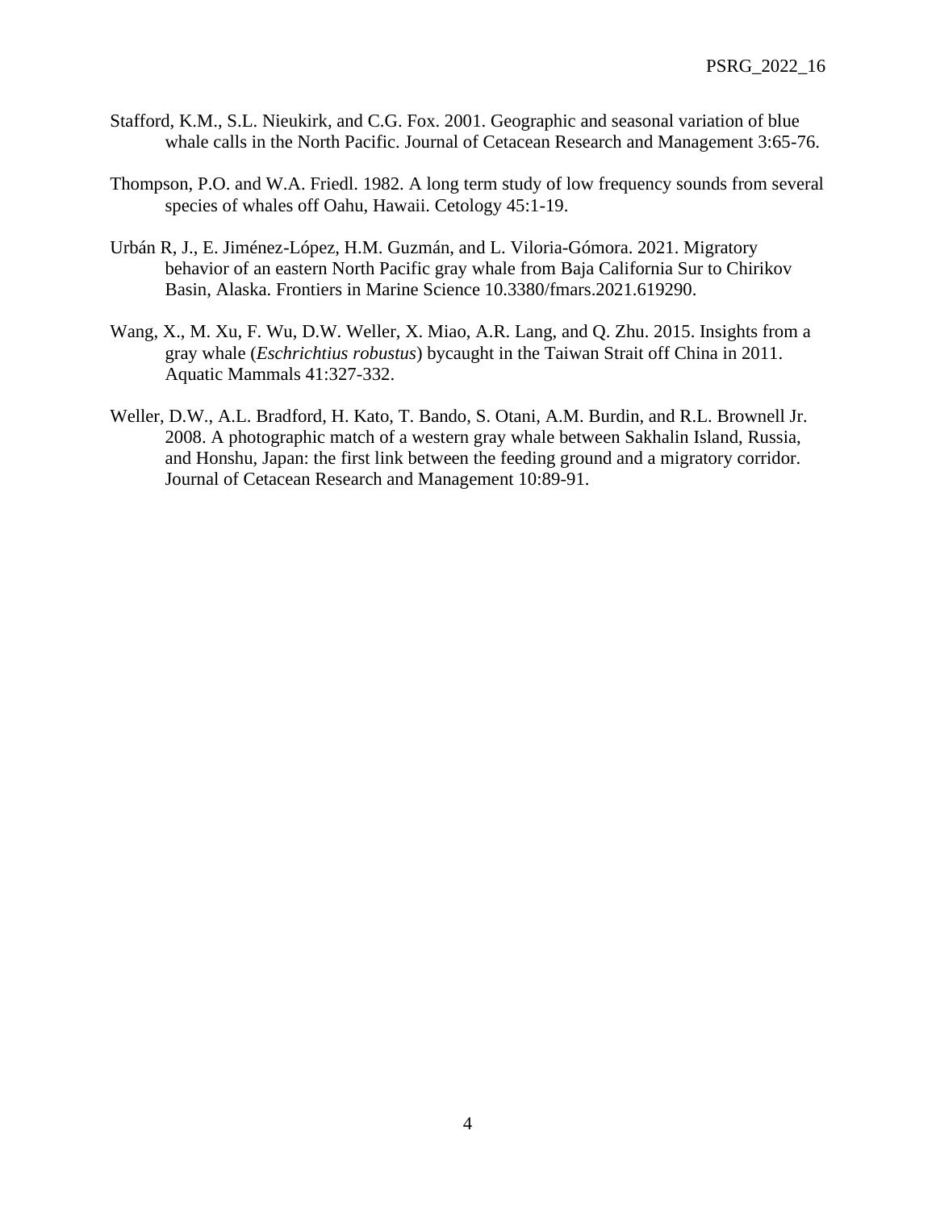Stafford, K.M., S.L. Nieukirk, and C.G. Fox. 2001. Geographic and seasonal variation of blue whale calls in the North Pacific. Journal of Cetacean Research and Management 3:65-76.

Thompson, P.O. and W.A. Friedl. 1982. A long term study of low frequency sounds from several species of whales off Oahu, Hawaii. Cetology 45:1-19.

Urbán R, J., E. Jiménez-López, H.M. Guzmán, and L. Viloria-Gómora. 2021. Migratory behavior of an eastern North Pacific gray whale from Baja California Sur to Chirikov Basin, Alaska. Frontiers in Marine Science 10.3380/fmars.2021.619290.

Wang, X., M. Xu, F. Wu, D.W. Weller, X. Miao, A.R. Lang, and Q. Zhu. 2015. Insights from a gray whale (*Eschrichtius robustus*) bycaught in the Taiwan Strait off China in 2011. Aquatic Mammals 41:327-332.

Weller, D.W., A.L. Bradford, H. Kato, T. Bando, S. Otani, A.M. Burdin, and R.L. Brownell Jr. 2008. A photographic match of a western gray whale between Sakhalin Island, Russia, and Honshu, Japan: the first link between the feeding ground and a migratory corridor. Journal of Cetacean Research and Management 10:89-91.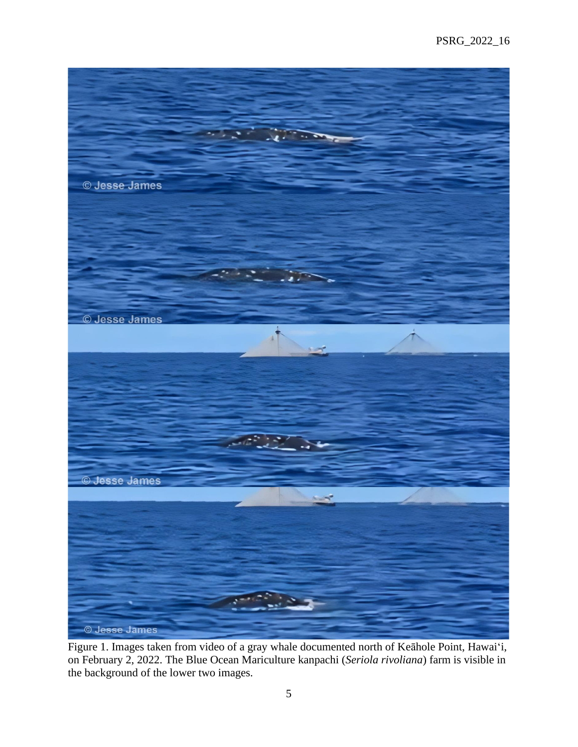Figure 1. Images taken from video of a gray whale documented north of Keāhole Point, Hawai‘i, on February 2, 2022. The Blue Ocean Mariculture kanpachi (*Seriola rivoliana*) farm is visible in the background of the lower two images.